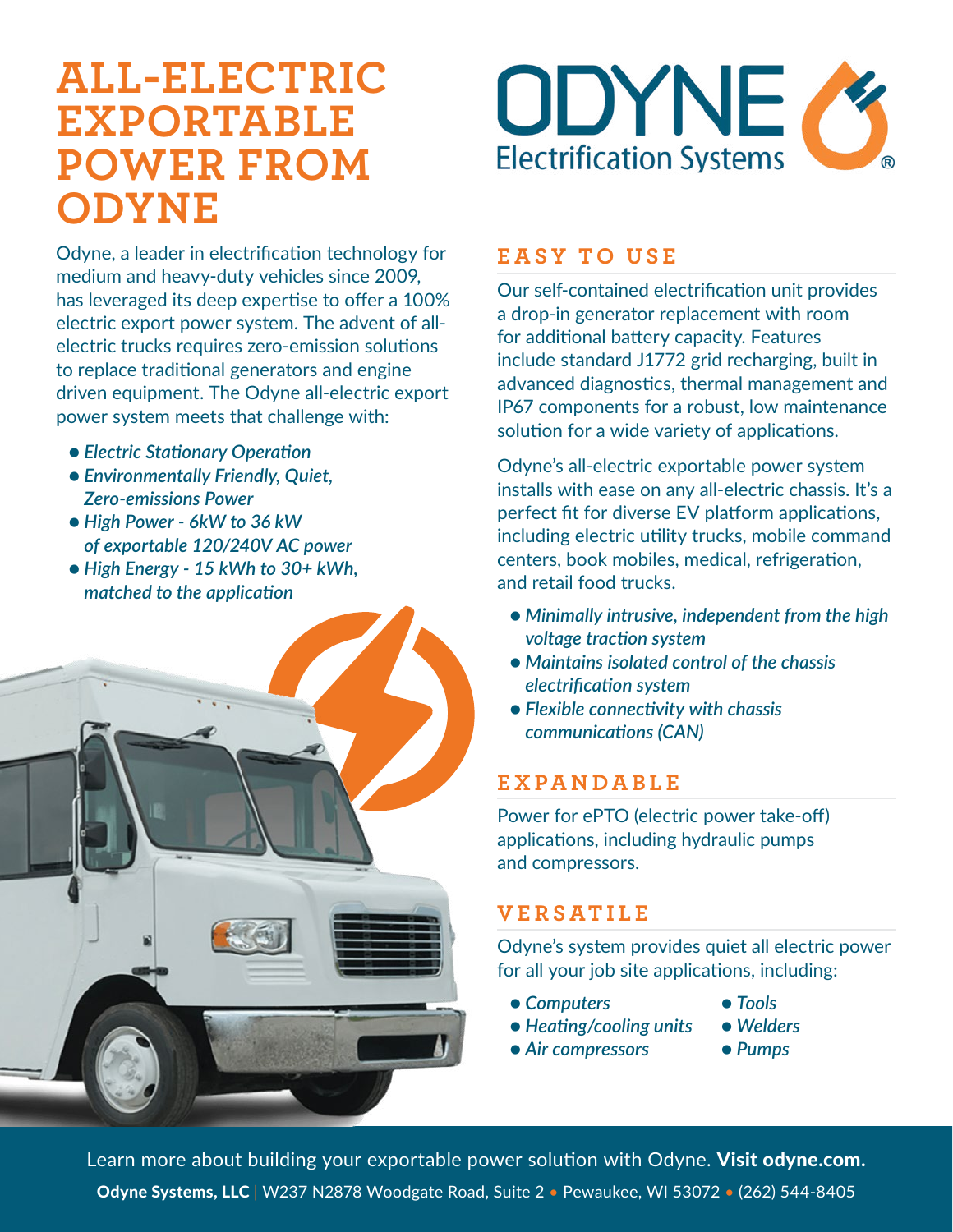# ALL-ELECTRIC EXPORTABLE POWER FROM ODYNE

ODYNE Electrification Systems®

Odyne, a leader in electrification technology for medium and heavy-duty vehicles since 2009, has leveraged its deep expertise to offer a 100% electric export power system. The advent of all-electric trucks requires zero-emission solutions to replace traditional generators and engine driven equipment. The Odyne all-electric export power system meets that challenge with:

- *Electric Stationary Operation*
- *Environmentally Friendly, Quiet, Zero-emissions Power*
- *High Power - 6kW to 36 kW of exportable 120/240V AC power*
- *High Energy - 15 kWh to 30+ kWh, matched to the application*

## EASY TO USE

Our self-contained electrification unit provides a drop-in generator replacement with room for additional battery capacity. Features include standard J1772 grid recharging, built in advanced diagnostics, thermal management and IP67 components for a robust, low maintenance solution for a wide variety of applications.

Odyne's all-electric exportable power system installs with ease on any all-electric chassis. It's a perfect fit for diverse EV platform applications, including electric utility trucks, mobile command centers, book mobiles, medical, refrigeration, and retail food trucks.

- *Minimally intrusive, independent from the high voltage traction system*
- *Maintains isolated control of the chassis electrification system*
- *Flexible connectivity with chassis communications (CAN)*

## EXPANDABLE

Power for ePTO (electric power take-off) applications, including hydraulic pumps and compressors.

## VERSATILE

Odyne's system provides quiet all electric power for all your job site applications, including:

- *Computers*
- *Heating/cooling units*
- *Air compressors*
- *Tools*
- *Welders*
- *Pumps*

Learn more about building your exportable power solution with Odyne. **Visit odyne.com.**

**Odyne Systems, LLC** | W237 N2878 Woodgate Road, Suite 2 • Pewaukee, WI 53072 • (262) 544-8405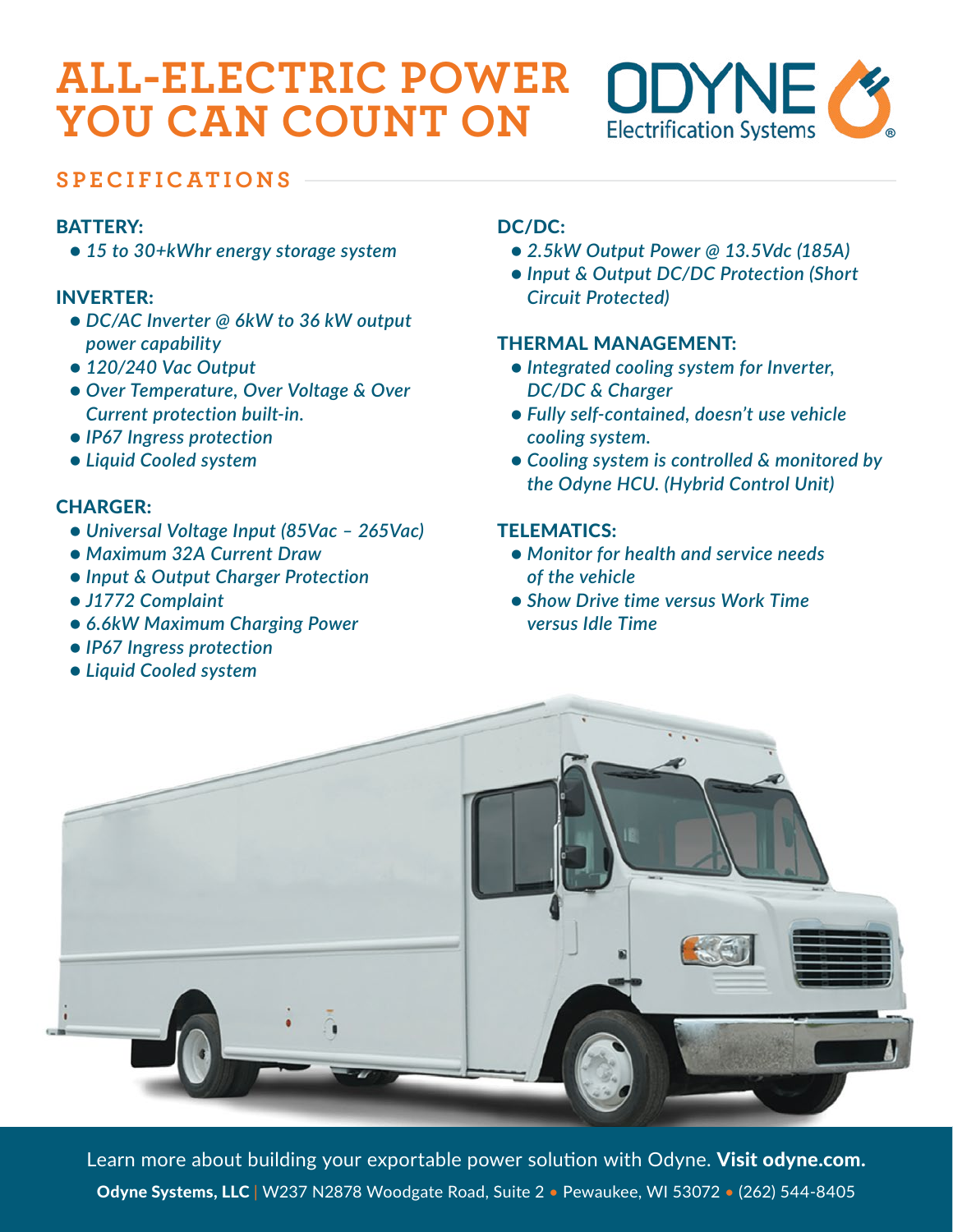# ALL-ELECTRIC POWER YOU CAN COUNT ON

ODYNE Electrification Systems

## SPECIFICATIONS

### BATTERY:

- *15 to 30+kWhr energy storage system*

### INVERTER:

- *DC/AC Inverter @ 6kW to 36 kW output power capability*
- *120/240 Vac Output*
- *Over Temperature, Over Voltage & Over Current protection built-in.*
- *IP67 Ingress protection*
- *Liquid Cooled system*

### CHARGER:

- *Universal Voltage Input (85Vac – 265Vac)*
- *Maximum 32A Current Draw*
- *Input & Output Charger Protection*
- *J1772 Complaint*
- *6.6kW Maximum Charging Power*
- *IP67 Ingress protection*
- *Liquid Cooled system*

### DC/DC:

- *2.5kW Output Power @ 13.5Vdc (185A)*
- *Input & Output DC/DC Protection (Short Circuit Protected)*

### THERMAL MANAGEMENT:

- *Integrated cooling system for Inverter, DC/DC & Charger*
- *Fully self-contained, doesn't use vehicle cooling system.*
- *Cooling system is controlled & monitored by the Odyne HCU. (Hybrid Control Unit)*

### TELEMATICS:

- *Monitor for health and service needs of the vehicle*
- *Show Drive time versus Work Time versus Idle Time*

Learn more about building your exportable power solution with Odyne. **Visit odyne.com.**

**Odyne Systems, LLC** | W237 N2878 Woodgate Road, Suite 2 • Pewaukee, WI 53072 • (262) 544-8405